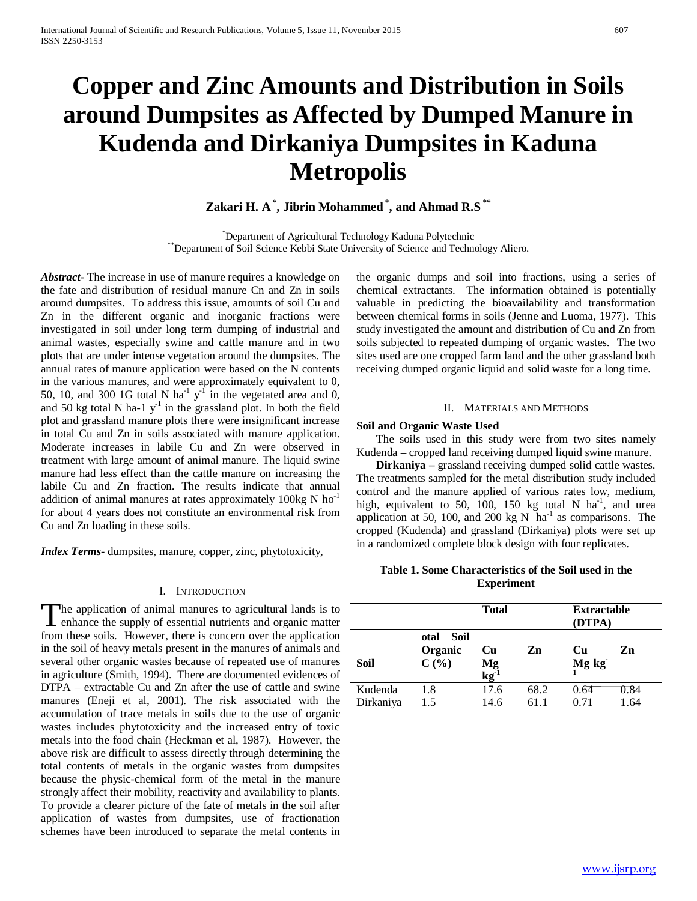# Copper and Zinc Amounts and Distribution in Soils around Dumpsites as Affected by Dumped Manure in Kudenda and Dirkaniya Dumpsites in Kaduna Metropolis

**Zakari H. A [*], Jibrin Mohammed [*], and Ahmad R.S [**]**

[*]Department of Agricultural Technology Kaduna Polytechnic
[**]Department of Soil Science Kebbi State University of Science and Technology Aliero.

***Abstract***- The increase in use of manure requires a knowledge on the fate and distribution of residual manure Cn and Zn in soils around dumpsites. To address this issue, amounts of soil Cu and Zn in the different organic and inorganic fractions were investigated in soil under long term dumping of industrial and animal wastes, especially swine and cattle manure and in two plots that are under intense vegetation around the dumpsites. The annual rates of manure application were based on the N contents in the various manures, and were approximately equivalent to 0, 50, 10, and 300 1G total N $ha^{-1}$ $y^{-1}$ in the vegetated area and 0, and 50 kg total N ha-1 $y^{-1}$ in the grassland plot. In both the field plot and grassland manure plots there were insignificant increase in total Cu and Zn in soils associated with manure application. Moderate increases in labile Cu and Zn were observed in treatment with large amount of animal manure. The liquid swine manure had less effect than the cattle manure on increasing the labile Cu and Zn fraction. The results indicate that annual addition of animal manures at rates approximately 100kg N $ho^{-1}$ for about 4 years does not constitute an environmental risk from Cu and Zn loading in these soils.

***Index Terms***- dumpsites, manure, copper, zinc, phytotoxicity,

## I. Introduction

The application of animal manures to agricultural lands is to enhance the supply of essential nutrients and organic matter from these soils. However, there is concern over the application in the soil of heavy metals present in the manures of animals and several other organic wastes because of repeated use of manures in agriculture (Smith, 1994). There are documented evidences of DTPA – extractable Cu and Zn after the use of cattle and swine manures (Eneji et al, 2001). The risk associated with the accumulation of trace metals in soils due to the use of organic wastes includes phytotoxicity and the increased entry of toxic metals into the food chain (Heckman et al, 1987). However, the above risk are difficult to assess directly through determining the total contents of metals in the organic wastes from dumpsites because the physic-chemical form of the metal in the manure strongly affect their mobility, reactivity and availability to plants. To provide a clearer picture of the fate of metals in the soil after application of wastes from dumpsites, use of fractionation schemes have been introduced to separate the metal contents in the organic dumps and soil into fractions, using a series of chemical extractants. The information obtained is potentially valuable in predicting the bioavailability and transformation between chemical forms in soils (Jenne and Luoma, 1977). This study investigated the amount and distribution of Cu and Zn from soils subjected to repeated dumping of organic wastes. The two sites used are one cropped farm land and the other grassland both receiving dumped organic liquid and solid waste for a long time.

## II. Materials and Methods

### Soil and Organic Waste Used

The soils used in this study were from two sites namely Kudenda – cropped land receiving dumped liquid swine manure.

**Dirkaniya –** grassland receiving dumped solid cattle wastes. The treatments sampled for the metal distribution study included control and the manure applied of various rates low, medium, high, equivalent to 50, 100, 150 kg total N $ha^{-1}$, and urea application at 50, 100, and 200 kg N $ha^{-1}$ as comparisons. The cropped (Kudenda) and grassland (Dirkaniya) plots were set up in a randomized complete block design with four replicates.

**Table 1. Some Characteristics of the Soil used in the Experiment**

| | | Total | | Extractable (DTPA) | |
|---|---|---|---|---|---|
| Soil | otal Soil Organic C (%) | Cu Mg $kg^{-1}$ | Zn | Cu Mg $kg^{-1}$ | Zn |
| Kudenda | 1.8 | 17.6 | 68.2 | 0.64 | 0.84 |
| Dirkaniya | 1.5 | 14.6 | 61.1 | 0.71 | 1.64 |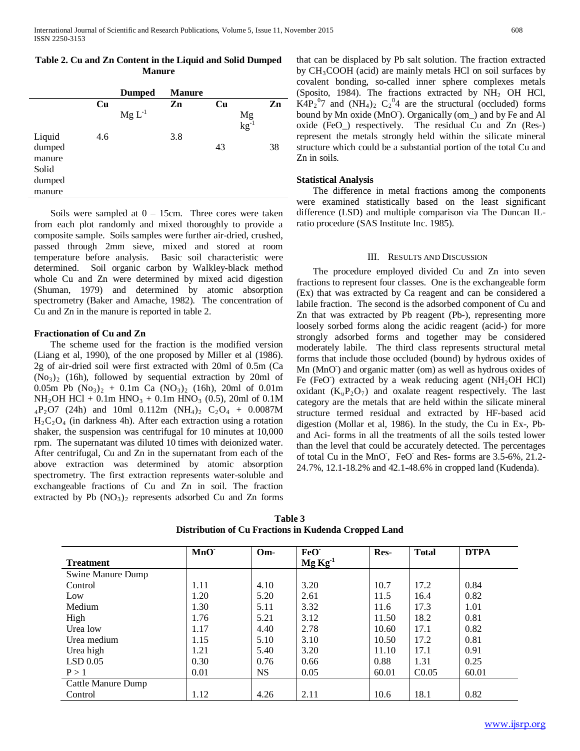**Table 2. Cu and Zn Content in the Liquid and Solid Dumped Manure**

| | Dumped | | Manure | | |
|---|---|---|---|---|---|
| | Cu | | Zn | Cu | Zn |
| | | Mg $L^{-1}$ | | Mg $kg^{-1}$ | |
| Liquid dumped manure | 4.6 | | 3.8 | | |
| Solid dumped manure | | | | 43 | 38 |

Soils were sampled at 0 – 15cm. Three cores were taken from each plot randomly and mixed thoroughly to provide a composite sample. Soils samples were further air-dried, crushed, passed through 2mm sieve, mixed and stored at room temperature before analysis. Basic soil characteristic were determined. Soil organic carbon by Walkley-black method whole Cu and Zn were determined by mixed acid digestion (Shuman, 1979) and determined by atomic absorption spectrometry (Baker and Amache, 1982). The concentration of Cu and Zn in the manure is reported in table 2.

### Fractionation of Cu and Zn

The scheme used for the fraction is the modified version (Liang et al, 1990), of the one proposed by Miller et al (1986). 2g of air-dried soil were first extracted with 20ml of 0.5m (Ca $(No_3)_2$ (16h), followed by sequential extraction by 20ml of 0.05m Pb $(No_3)_2$ + 0.1m Ca $(NO_3)_2$ (16h), 20ml of 0.01m $NH_2OH$ HCl + 0.1m $HNO_3$ + 0.1m $HNO_3$ (0.5), 20ml of 0.1M $_4P_2O7$ (24h) and 10ml 0.112m $(NH_4)_2$ $C_2O_4$ + 0.0087M $H_2C_2O_4$ (in darkness 4h). After each extraction using a rotation shaker, the suspension was centrifugal for 10 minutes at 10,000 rpm. The supernatant was diluted 10 times with deionized water. After centrifugal, Cu and Zn in the supernatant from each of the above extraction was determined by atomic absorption spectrometry. The first extraction represents water-soluble and exchangeable fractions of Cu and Zn in soil. The fraction extracted by Pb $(NO_3)_2$ represents adsorbed Cu and Zn forms that can be displaced by Pb salt solution. The fraction extracted by $CH_3COOH$ (acid) are mainly metals HCl on soil surfaces by covalent bonding, so-called inner sphere complexes metals (Sposito, 1984). The fractions extracted by $NH_2$ OH HCl, $K4P_2{}^07$ and $(NH_4)_2$ $C_2{}^04$ are the structural (occluded) forms bound by Mn oxide ($MnO^-$). Organically (om_) and by Fe and Al oxide (FeO_) respectively. The residual Cu and Zn (Res-) represent the metals strongly held within the silicate mineral structure which could be a substantial portion of the total Cu and Zn in soils.

### Statistical Analysis

The difference in metal fractions among the components were examined statistically based on the least significant difference (LSD) and multiple comparison via The Duncan IL-ratio procedure (SAS Institute Inc. 1985).

## III. Results and Discussion

The procedure employed divided Cu and Zn into seven fractions to represent four classes. One is the exchangeable form (Ex) that was extracted by Ca reagent and can be considered a labile fraction. The second is the adsorbed component of Cu and Zn that was extracted by Pb reagent (Pb-), representing more loosely sorbed forms along the acidic reagent (acid-) for more strongly adsorbed forms and together may be considered moderately labile. The third class represents structural metal forms that include those occluded (bound) by hydrous oxides of Mn ($MnO^-$) and organic matter (om) as well as hydrous oxides of Fe ($FeO^-$) extracted by a weak reducing agent ($NH_2OH$ HCl) oxidant ($K_uP_2O_7$) and oxalate reagent respectively. The last category are the metals that are held within the silicate mineral structure termed residual and extracted by HF-based acid digestion (Mollar et al, 1986). In the study, the Cu in Ex-, Pb- and Aci- forms in all the treatments of all the soils tested lower than the level that could be accurately detected. The percentages of total Cu in the $MnO^-$, $FeO^-$ and Res- forms are 3.5-6%, 21.2-24.7%, 12.1-18.2% and 42.1-48.6% in cropped land (Kudenda).

**Table 3**
**Distribution of Cu Fractions in Kudenda Cropped Land**

| Treatment | $MnO^-$ | Om- | $FeO^-$ Mg $Kg^{-1}$ | Res- | Total | DTPA |
|---|---|---|---|---|---|---|
| Swine Manure Dump | | | | | | |
| Control | 1.11 | 4.10 | 3.20 | 10.7 | 17.2 | 0.84 |
| Low | 1.20 | 5.20 | 2.61 | 11.5 | 16.4 | 0.82 |
| Medium | 1.30 | 5.11 | 3.32 | 11.6 | 17.3 | 1.01 |
| High | 1.76 | 5.21 | 3.12 | 11.50 | 18.2 | 0.81 |
| Urea low | 1.17 | 4.40 | 2.78 | 10.60 | 17.1 | 0.82 |
| Urea medium | 1.15 | 5.10 | 3.10 | 10.50 | 17.2 | 0.81 |
| Urea high | 1.21 | 5.40 | 3.20 | 11.10 | 17.1 | 0.91 |
| LSD 0.05 | 0.30 | 0.76 | 0.66 | 0.88 | 1.31 | 0.25 |
| P > 1 | 0.01 | NS | 0.05 | 60.01 | C0.05 | 60.01 |
| Cattle Manure Dump | | | | | | |
| Control | 1.12 | 4.26 | 2.11 | 10.6 | 18.1 | 0.82 |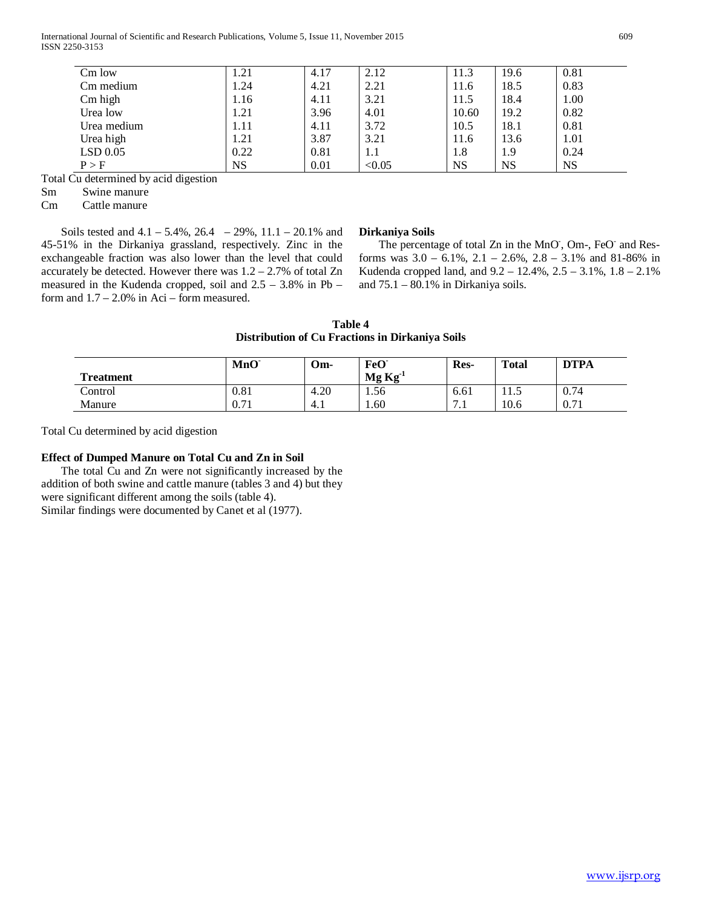| Cm low | 1.21 | 4.17 | 2.12 | 11.3 | 19.6 | 0.81 |
|---|---|---|---|---|---|---|
| Cm medium | 1.24 | 4.21 | 2.21 | 11.6 | 18.5 | 0.83 |
| Cm high | 1.16 | 4.11 | 3.21 | 11.5 | 18.4 | 1.00 |
| Urea low | 1.21 | 3.96 | 4.01 | 10.60 | 19.2 | 0.82 |
| Urea medium | 1.11 | 4.11 | 3.72 | 10.5 | 18.1 | 0.81 |
| Urea high | 1.21 | 3.87 | 3.21 | 11.6 | 13.6 | 1.01 |
| LSD 0.05 | 0.22 | 0.81 | 1.1 | 1.8 | 1.9 | 0.24 |
| P > F | NS | 0.01 | <0.05 | NS | NS | NS |

Total Cu determined by acid digestion

Sm Swine manure

Cm Cattle manure

Soils tested and 4.1 – 5.4%, 26.4 – 29%, 11.1 – 20.1% and 45-51% in the Dirkaniya grassland, respectively. Zinc in the exchangeable fraction was also lower than the level that could accurately be detected. However there was 1.2 – 2.7% of total Zn measured in the Kudenda cropped, soil and 2.5 – 3.8% in Pb – form and 1.7 – 2.0% in Aci – form measured.

**Dirkaniya Soils**

The percentage of total Zn in the $MnO^-$, Om-, $FeO^-$ and Res-forms was 3.0 – 6.1%, 2.1 – 2.6%, 2.8 – 3.1% and 81-86% in Kudenda cropped land, and 9.2 – 12.4%, 2.5 – 3.1%, 1.8 – 2.1% and 75.1 – 80.1% in Dirkaniya soils.

**Table 4**
**Distribution of Cu Fractions in Dirkaniya Soils**

| Treatment | $MnO^-$ | Om- | $FeO^-$ Mg $Kg^{-1}$ | Res- | Total | DTPA |
|---|---|---|---|---|---|---|
| Control | 0.81 | 4.20 | 1.56 | 6.61 | 11.5 | 0.74 |
| Manure | 0.71 | 4.1 | 1.60 | 7.1 | 10.6 | 0.71 |

Total Cu determined by acid digestion

**Effect of Dumped Manure on Total Cu and Zn in Soil**

The total Cu and Zn were not significantly increased by the addition of both swine and cattle manure (tables 3 and 4) but they were significant different among the soils (table 4).
Similar findings were documented by Canet et al (1977).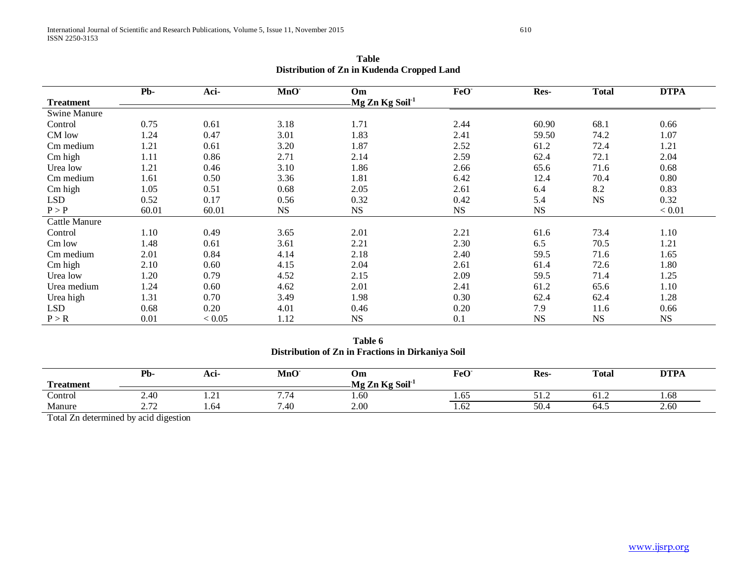**Table**
**Distribution of Zn in Kudenda Cropped Land**

| Treatment | Pb- | Aci- | $MnO^-$ | Om | $FeO^-$ | Res- | Total | DTPA |
|---|---|---|---|---|---|---|---|---|
| | | | | Mg Zn Kg $Soil^{-1}$ | | | | |
| Swine Manure | | | | | | | | |
| Control | 0.75 | 0.61 | 3.18 | 1.71 | 2.44 | 60.90 | 68.1 | 0.66 |
| CM low | 1.24 | 0.47 | 3.01 | 1.83 | 2.41 | 59.50 | 74.2 | 1.07 |
| Cm medium | 1.21 | 0.61 | 3.20 | 1.87 | 2.52 | 61.2 | 72.4 | 1.21 |
| Cm high | 1.11 | 0.86 | 2.71 | 2.14 | 2.59 | 62.4 | 72.1 | 2.04 |
| Urea low | 1.21 | 0.46 | 3.10 | 1.86 | 2.66 | 65.6 | 71.6 | 0.68 |
| Cm medium | 1.61 | 0.50 | 3.36 | 1.81 | 6.42 | 12.4 | 70.4 | 0.80 |
| Cm high | 1.05 | 0.51 | 0.68 | 2.05 | 2.61 | 6.4 | 8.2 | 0.83 |
| LSD | 0.52 | 0.17 | 0.56 | 0.32 | 0.42 | 5.4 | NS | 0.32 |
| P > P | 60.01 | 60.01 | NS | NS | NS | NS | | < 0.01 |
| Cattle Manure | | | | | | | | |
| Control | 1.10 | 0.49 | 3.65 | 2.01 | 2.21 | 61.6 | 73.4 | 1.10 |
| Cm low | 1.48 | 0.61 | 3.61 | 2.21 | 2.30 | 6.5 | 70.5 | 1.21 |
| Cm medium | 2.01 | 0.84 | 4.14 | 2.18 | 2.40 | 59.5 | 71.6 | 1.65 |
| Cm high | 2.10 | 0.60 | 4.15 | 2.04 | 2.61 | 61.4 | 72.6 | 1.80 |
| Urea low | 1.20 | 0.79 | 4.52 | 2.15 | 2.09 | 59.5 | 71.4 | 1.25 |
| Urea medium | 1.24 | 0.60 | 4.62 | 2.01 | 2.41 | 61.2 | 65.6 | 1.10 |
| Urea high | 1.31 | 0.70 | 3.49 | 1.98 | 0.30 | 62.4 | 62.4 | 1.28 |
| LSD | 0.68 | 0.20 | 4.01 | 0.46 | 0.20 | 7.9 | 11.6 | 0.66 |
| P > R | 0.01 | < 0.05 | 1.12 | NS | 0.1 | NS | NS | NS |

**Table 6**
**Distribution of Zn in Fractions in Dirkaniya Soil**

| Treatment | Pb- | Aci- | $MnO^-$ | Om | $FeO^-$ | Res- | Total | DTPA |
|---|---|---|---|---|---|---|---|---|
| | | | | Mg Zn Kg $Soil^{-1}$ | | | | |
| Control | 2.40 | 1.21 | 7.74 | 1.60 | 1.65 | 51.2 | 61.2 | 1.68 |
| Manure | 2.72 | 1.64 | 7.40 | 2.00 | 1.62 | 50.4 | 64.5 | 2.60 |

Total Zn determined by acid digestion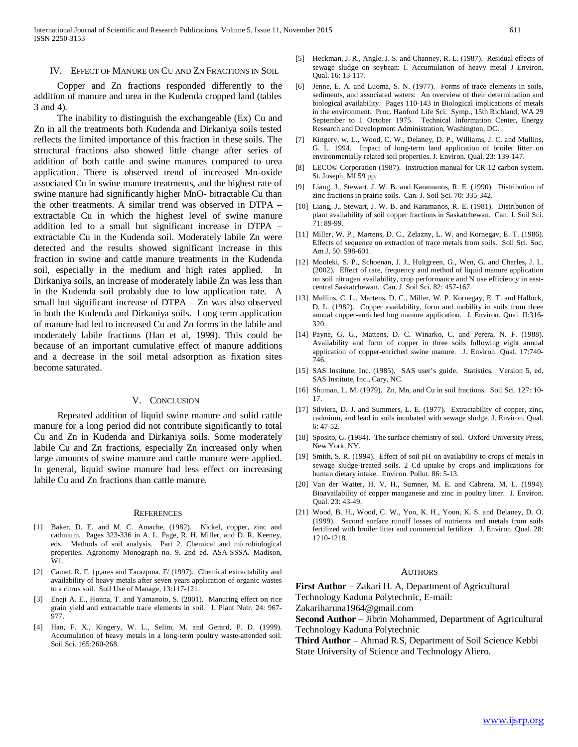## IV. Effect of Manure on Cu and Zn Fractions in Soil

Copper and Zn fractions responded differently to the addition of manure and urea in the Kudenda cropped land (tables 3 and 4).

The inability to distinguish the exchangeable (Ex) Cu and Zn in all the treatments both Kudenda and Dirkaniya soils tested reflects the limited importance of this fraction in these soils. The structural fractions also showed little change after series of addition of both cattle and swine manures compared to urea application. There is observed trend of increased Mn-oxide associated Cu in swine manure treatments, and the highest rate of swine manure had significantly higher MnO- bitractable Cu than the other treatments. A similar trend was observed in DTPA – extractable Cu in which the highest level of swine manure addition led to a small but significant increase in DTPA – extractable Cu in the Kudenda soil. Moderately labile Zn were detected and the results showed significant increase in this fraction in swine and cattle manure treatments in the Kudenda soil, especially in the medium and high rates applied. In Dirkaniya soils, an increase of moderately labile Zn was less than in the Kudenda soil probably due to low application rate. A small but significant increase of DTPA – Zn was also observed in both the Kudenda and Dirkaniya soils. Long term application of manure had led to increased Cu and Zn forms in the labile and moderately labile fractions (Han et al, 1999). This could be because of an important cumulative effect of manure additions and a decrease in the soil metal adsorption as fixation sites become saturated.

## V. Conclusion

Repeated addition of liquid swine manure and solid cattle manure for a long period did not contribute significantly to total Cu and Zn in Kudenda and Dirkaniya soils. Some moderately labile Cu and Zn fractions, especially Zn increased only when large amounts of swine manure and cattle manure were applied. In general, liquid swine manure had less effect on increasing labile Cu and Zn fractions than cattle manure.

## References

[1] Baker, D. E. and M. C. Amache, (1982). Nickel, copper, zinc and cadmium. Pages 323-336 in A. L. Page, R. H. Miller, and D. R. Keeney, eds. Methods of soil analysis. Part 2. Chemical and microbiological properties. Agronomy Monograph no. 9. 2nd ed. ASA-SSSA. Madison, W1.

[2] Camet. R. F. {p,ares and Tarazpma. F/ (1997). Chemical extractability and availability of heavy metals after seven years application of organic wastes to a citrus soil. Soil Use of Manage, 13:117-121.

[3] Eneji A. E., Honna, T. and Yamanoto, S. (2001). Manuring effect on rice grain yield and extractable trace elements in soil. J. Plant Nutr. 24: 967-977.

[4] Han, F. X., Kingery, W. L., Selim, M. and Gerard, P. D. (1999). Accumulation of heavy metals in a long-term poultry waste-attended soil. Soil Sci. 165:260-268.

[5] Heckman, J. R., Angle, J. S. and Channey, R. L. (1987). Residual effects of sewage sludge on soybean: I. Accumulation of heavy metal J Environ. Qual. 16: 13-117.

[6] Jenne, E. A. and Luoma, S. N. (1977). Forms of trace elements in soils, sediments, and associated waters: An overview of their determination and biological availability. Pages 110-143 in Biological implications of metals in the environment. Proc. Hanford Life Sci. Symp., 15th Richland, WA 29 September to 1 October 1975. Technical Information Center, Energy Research and Development Administration, Washington, DC.

[7] Kingery, w. L., Wood, C. W., Delaney, D. P., Williams, J. C. and Mullins, G. L. 1994. Impact of long-term land application of broiler litter on environmentally related soil properties. J. Environ. Qual. 23: 139-147.

[8] LECO© Corporation (1987). Instruction manual for CR-12 carbon system. St. Joseph, MI 59 pp.

[9] Liang, J., Stewart, J. W. B. and Karamanos, R. E. (1990). Distribution of zinc fractions in prairie soils. Can. J. Soil Sci. 70: 335-342.

[10] Liang, J., Stewart, J. W. B. and Karamanos, R. E. (1981). Distribution of plant availability of soil copper fractions in Saskatchewan. Can. J. Soil Sci. 71: 89-99.

[11] Miller, W. P., Martens, D. C., Zelazny, L. W. and Kornegav, E. T. (1986). Effects of sequence on extraction of trace metals from soils. Soil Sci. Soc. Am J. 50: 598-601.

[12] Mooleki, S. P., Schoenan, J. J., Hultgreen, G., Wen, G. and Charles, J. L. (2002). Effect of rate, frequency and method of liquid manure application on soil nitrogen availability, crop performance and N use efficiency in east-central Saskatchewan. Can. J. Soil Sci. 82: 457-167.

[13] Mullins, C. L., Martens, D. C., Miller, W. P. Kornegay, E. T. and Hallock, D. L. (1982). Copper availability, form and mobility in soils from three annual copper-enriched hog manure application. J. Environ. Qual. II:316-320.

[14] Payne, G. G., Mattens, D. C. Winarko, C. and Perera, N. F. (1988). Availability and form of copper in three soils following eight annual application of copper-enriched swine manure. J. Environ. Qual. 17:740-746.

[15] SAS Institute, Inc. (1985). SAS user's guide. Statistics. Version 5, ed. SAS Institute, Inc., Cary, NC.

[16] Shuman, L. M. (1979). Zn, Mn, and Cu in soil fractions. Soil Sci. 127: 10-17.

[17] Silviera, D. J. and Summers, L. E. (1977). Extractability of copper, zinc, cadmium, and lead in soils incubated with sewage sludge. J. Environ. Qual. 6: 47-52.

[18] Sposito, G. (1984). The surface chemistry of soil. Oxford University Press, New York, NY.

[19] Smith, S. R. (1994). Effect of soil pH on availability to crops of metals in sewage sludge-treated soils. 2 Cd uptake by crops and implications for human dietary intake. Environ. Pollut. 86: 5-13.

[20] Van der Watter, H. V. H., Sumner, M. E. and Cabrera, M. L. (1994). Bioavailability of copper manganese and zinc in poultry litter. J. Environ. Qual. 23: 43-49.

[21] Wood, B. H., Wood, C. W., Yoo, K. H., Yoon, K. S. and Delaney, D. O. (1999). Second surface runoff losses of nutrients and metals from soils fertilized with broiler litter and commercial fertilizer. J. Environ. Qual. 28: 1210-1218.

## Authors

**First Author** – Zakari H. A, Department of Agricultural Technology Kaduna Polytechnic, E-mail: Zakariharuna1964@gmail.com

**Second Author** – Jibrin Mohammed, Department of Agricultural Technology Kaduna Polytechnic

**Third Author** – Ahmad R.S, Department of Soil Science Kebbi State University of Science and Technology Aliero.